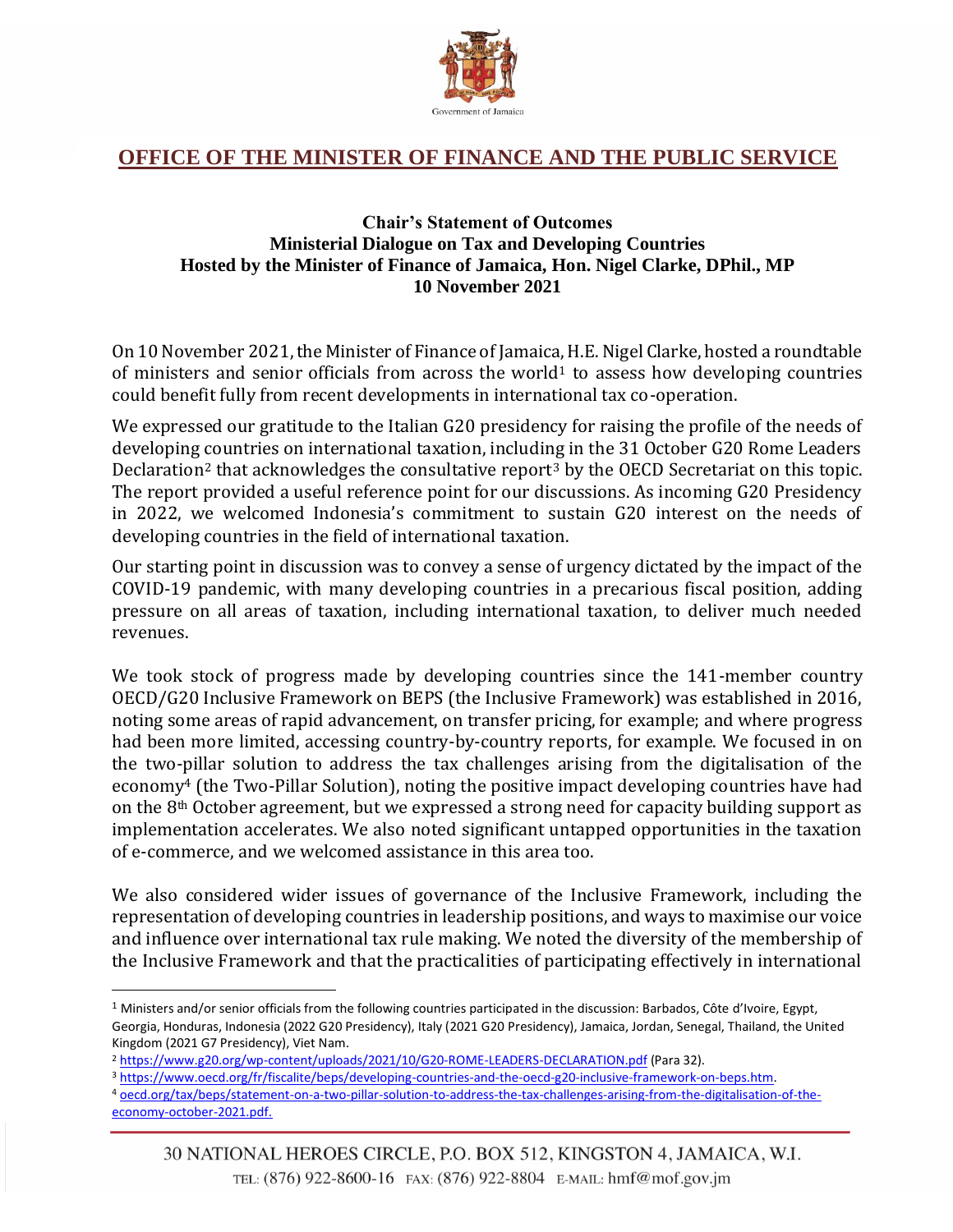Government of Jamaica

# OFFICE OF THE MINISTER OF FINANCE AND THE PUBLIC SERVICE

**Chair's Statement of Outcomes**
**Ministerial Dialogue on Tax and Developing Countries**
**Hosted by the Minister of Finance of Jamaica, Hon. Nigel Clarke, DPhil., MP**
**10 November 2021**

On 10 November 2021, the Minister of Finance of Jamaica, H.E. Nigel Clarke, hosted a roundtable of ministers and senior officials from across the world[1] to assess how developing countries could benefit fully from recent developments in international tax co-operation.

We expressed our gratitude to the Italian G20 presidency for raising the profile of the needs of developing countries on international taxation, including in the 31 October G20 Rome Leaders Declaration[2] that acknowledges the consultative report[3] by the OECD Secretariat on this topic. The report provided a useful reference point for our discussions. As incoming G20 Presidency in 2022, we welcomed Indonesia's commitment to sustain G20 interest on the needs of developing countries in the field of international taxation.

Our starting point in discussion was to convey a sense of urgency dictated by the impact of the COVID-19 pandemic, with many developing countries in a precarious fiscal position, adding pressure on all areas of taxation, including international taxation, to deliver much needed revenues.

We took stock of progress made by developing countries since the 141-member country OECD/G20 Inclusive Framework on BEPS (the Inclusive Framework) was established in 2016, noting some areas of rapid advancement, on transfer pricing, for example; and where progress had been more limited, accessing country-by-country reports, for example. We focused in on the two-pillar solution to address the tax challenges arising from the digitalisation of the economy[4] (the Two-Pillar Solution), noting the positive impact developing countries have had on the 8th October agreement, but we expressed a strong need for capacity building support as implementation accelerates. We also noted significant untapped opportunities in the taxation of e-commerce, and we welcomed assistance in this area too.

We also considered wider issues of governance of the Inclusive Framework, including the representation of developing countries in leadership positions, and ways to maximise our voice and influence over international tax rule making. We noted the diversity of the membership of the Inclusive Framework and that the practicalities of participating effectively in international

---

[1] Ministers and/or senior officials from the following countries participated in the discussion: Barbados, Côte d'Ivoire, Egypt, Georgia, Honduras, Indonesia (2022 G20 Presidency), Italy (2021 G20 Presidency), Jamaica, Jordan, Senegal, Thailand, the United Kingdom (2021 G7 Presidency), Viet Nam.

[2] https://www.g20.org/wp-content/uploads/2021/10/G20-ROME-LEADERS-DECLARATION.pdf (Para 32).

[3] https://www.oecd.org/fr/fiscalite/beps/developing-countries-and-the-oecd-g20-inclusive-framework-on-beps.htm.

[4] oecd.org/tax/beps/statement-on-a-two-pillar-solution-to-address-the-tax-challenges-arising-from-the-digitalisation-of-the-economy-october-2021.pdf.

30 NATIONAL HEROES CIRCLE, P.O. BOX 512, KINGSTON 4, JAMAICA, W.I.
TEL: (876) 922-8600-16 FAX: (876) 922-8804 E-MAIL: hmf@mof.gov.jm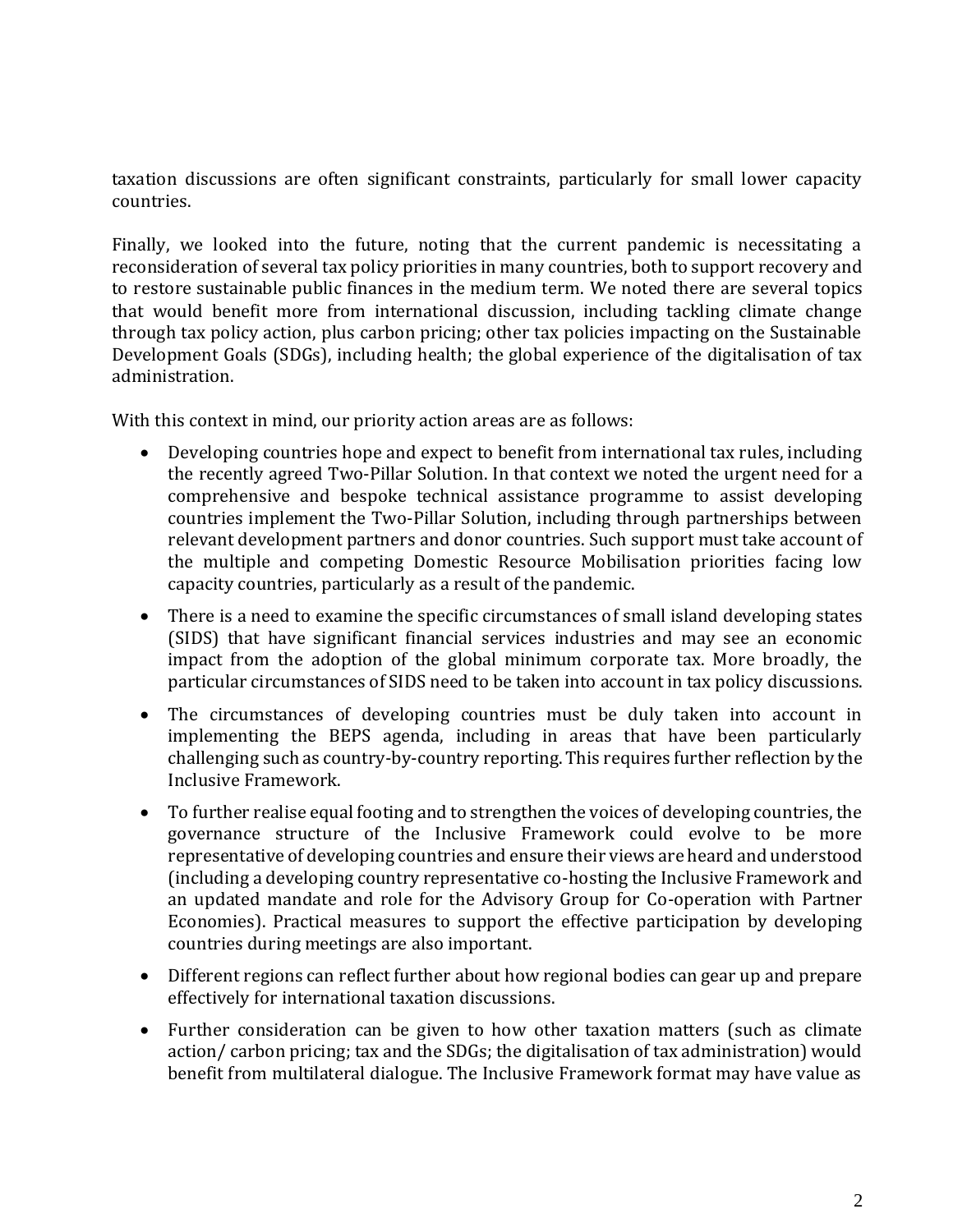taxation discussions are often significant constraints, particularly for small lower capacity countries.

Finally, we looked into the future, noting that the current pandemic is necessitating a reconsideration of several tax policy priorities in many countries, both to support recovery and to restore sustainable public finances in the medium term. We noted there are several topics that would benefit more from international discussion, including tackling climate change through tax policy action, plus carbon pricing; other tax policies impacting on the Sustainable Development Goals (SDGs), including health; the global experience of the digitalisation of tax administration.

With this context in mind, our priority action areas are as follows:

- Developing countries hope and expect to benefit from international tax rules, including the recently agreed Two-Pillar Solution. In that context we noted the urgent need for a comprehensive and bespoke technical assistance programme to assist developing countries implement the Two-Pillar Solution, including through partnerships between relevant development partners and donor countries. Such support must take account of the multiple and competing Domestic Resource Mobilisation priorities facing low capacity countries, particularly as a result of the pandemic.
- There is a need to examine the specific circumstances of small island developing states (SIDS) that have significant financial services industries and may see an economic impact from the adoption of the global minimum corporate tax. More broadly, the particular circumstances of SIDS need to be taken into account in tax policy discussions.
- The circumstances of developing countries must be duly taken into account in implementing the BEPS agenda, including in areas that have been particularly challenging such as country-by-country reporting. This requires further reflection by the Inclusive Framework.
- To further realise equal footing and to strengthen the voices of developing countries, the governance structure of the Inclusive Framework could evolve to be more representative of developing countries and ensure their views are heard and understood (including a developing country representative co-hosting the Inclusive Framework and an updated mandate and role for the Advisory Group for Co-operation with Partner Economies). Practical measures to support the effective participation by developing countries during meetings are also important.
- Different regions can reflect further about how regional bodies can gear up and prepare effectively for international taxation discussions.
- Further consideration can be given to how other taxation matters (such as climate action/ carbon pricing; tax and the SDGs; the digitalisation of tax administration) would benefit from multilateral dialogue. The Inclusive Framework format may have value as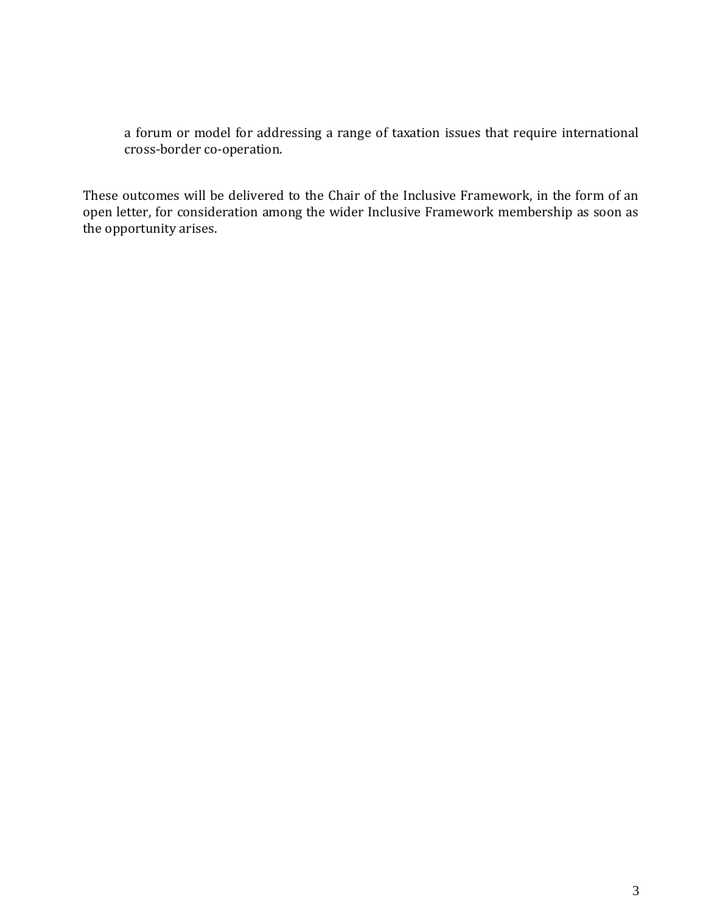a forum or model for addressing a range of taxation issues that require international cross-border co-operation.

These outcomes will be delivered to the Chair of the Inclusive Framework, in the form of an open letter, for consideration among the wider Inclusive Framework membership as soon as the opportunity arises.